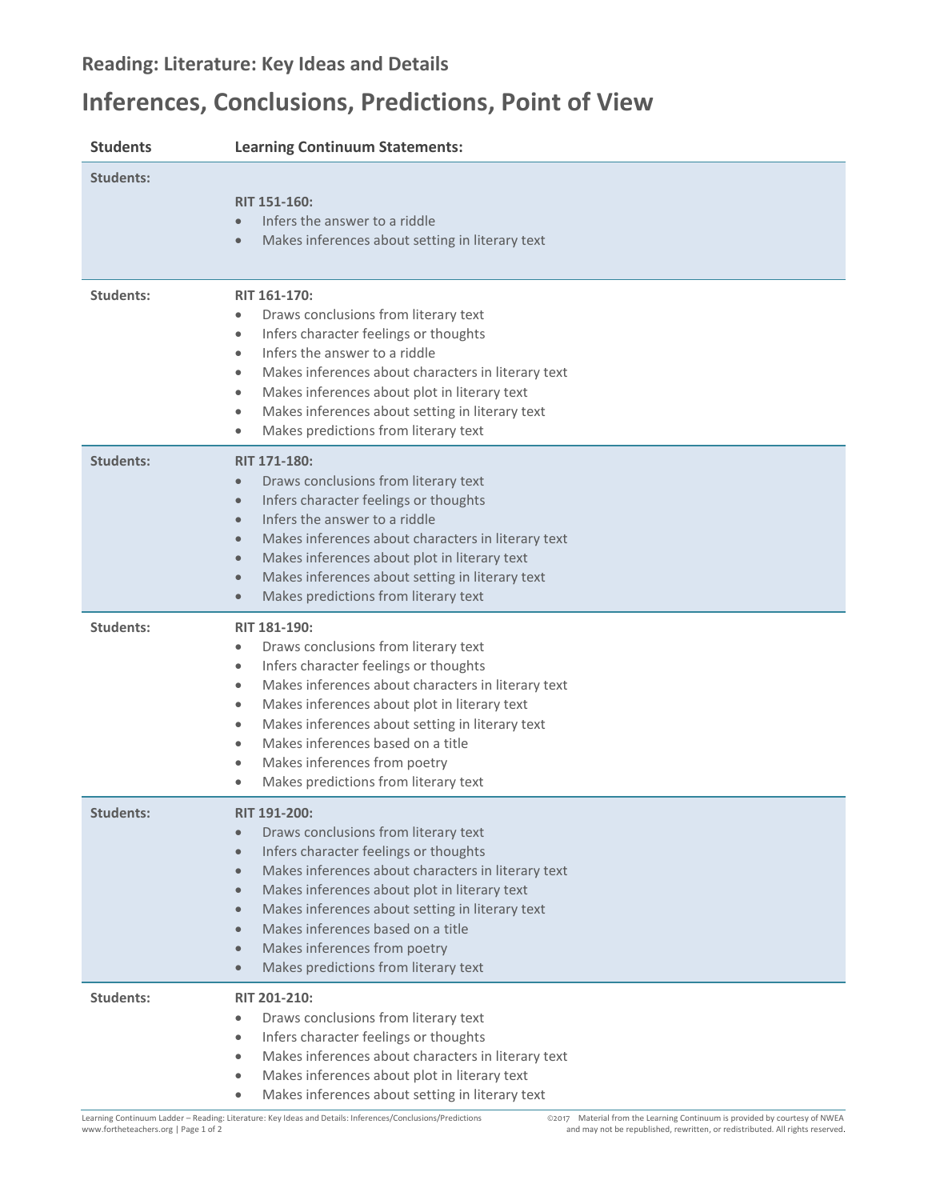## Reading: Literature: Key Ideas and Details

# Inferences, Conclusions, Predictions, Point of View

| Students | Learning Continuum Statements: |
|---|---|
| Students: | **RIT 151-160:**<br>• Infers the answer to a riddle<br>• Makes inferences about setting in literary text |
| Students: | **RIT 161-170:**<br>• Draws conclusions from literary text<br>• Infers character feelings or thoughts<br>• Infers the answer to a riddle<br>• Makes inferences about characters in literary text<br>• Makes inferences about plot in literary text<br>• Makes inferences about setting in literary text<br>• Makes predictions from literary text |
| Students: | **RIT 171-180:**<br>• Draws conclusions from literary text<br>• Infers character feelings or thoughts<br>• Infers the answer to a riddle<br>• Makes inferences about characters in literary text<br>• Makes inferences about plot in literary text<br>• Makes inferences about setting in literary text<br>• Makes predictions from literary text |
| Students: | **RIT 181-190:**<br>• Draws conclusions from literary text<br>• Infers character feelings or thoughts<br>• Makes inferences about characters in literary text<br>• Makes inferences about plot in literary text<br>• Makes inferences about setting in literary text<br>• Makes inferences based on a title<br>• Makes inferences from poetry<br>• Makes predictions from literary text |
| Students: | **RIT 191-200:**<br>• Draws conclusions from literary text<br>• Infers character feelings or thoughts<br>• Makes inferences about characters in literary text<br>• Makes inferences about plot in literary text<br>• Makes inferences about setting in literary text<br>• Makes inferences based on a title<br>• Makes inferences from poetry<br>• Makes predictions from literary text |
| Students: | **RIT 201-210:**<br>• Draws conclusions from literary text<br>• Infers character feelings or thoughts<br>• Makes inferences about characters in literary text<br>• Makes inferences about plot in literary text<br>• Makes inferences about setting in literary text |

©2017 Material from the Learning Continuum is provided by courtesy of NWEA and may not be republished, rewritten, or redistributed. All rights reserved.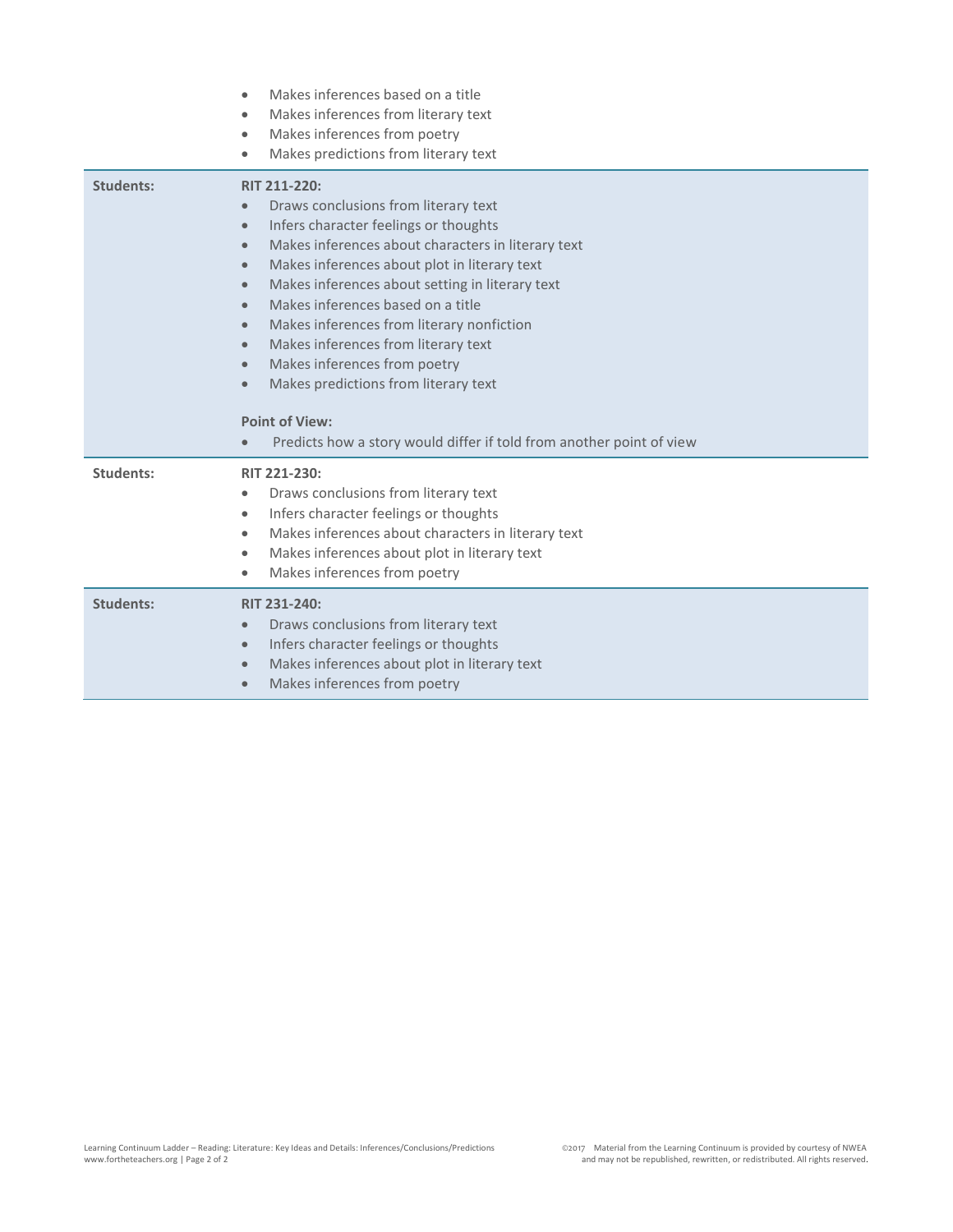- Makes inferences based on a title
- Makes inferences from literary text
- Makes inferences from poetry
- Makes predictions from literary text

| | |
|---|---|
| **Students:** | **RIT 211-220:**<br>• Draws conclusions from literary text<br>• Infers character feelings or thoughts<br>• Makes inferences about characters in literary text<br>• Makes inferences about plot in literary text<br>• Makes inferences about setting in literary text<br>• Makes inferences based on a title<br>• Makes inferences from literary nonfiction<br>• Makes inferences from literary text<br>• Makes inferences from poetry<br>• Makes predictions from literary text<br><br>**Point of View:**<br>• Predicts how a story would differ if told from another point of view |
| **Students:** | **RIT 221-230:**<br>• Draws conclusions from literary text<br>• Infers character feelings or thoughts<br>• Makes inferences about characters in literary text<br>• Makes inferences about plot in literary text<br>• Makes inferences from poetry |
| **Students:** | **RIT 231-240:**<br>• Draws conclusions from literary text<br>• Infers character feelings or thoughts<br>• Makes inferences about plot in literary text<br>• Makes inferences from poetry |

©2017 Material from the Learning Continuum is provided by courtesy of NWEA and may not be republished, rewritten, or redistributed. All rights reserved.